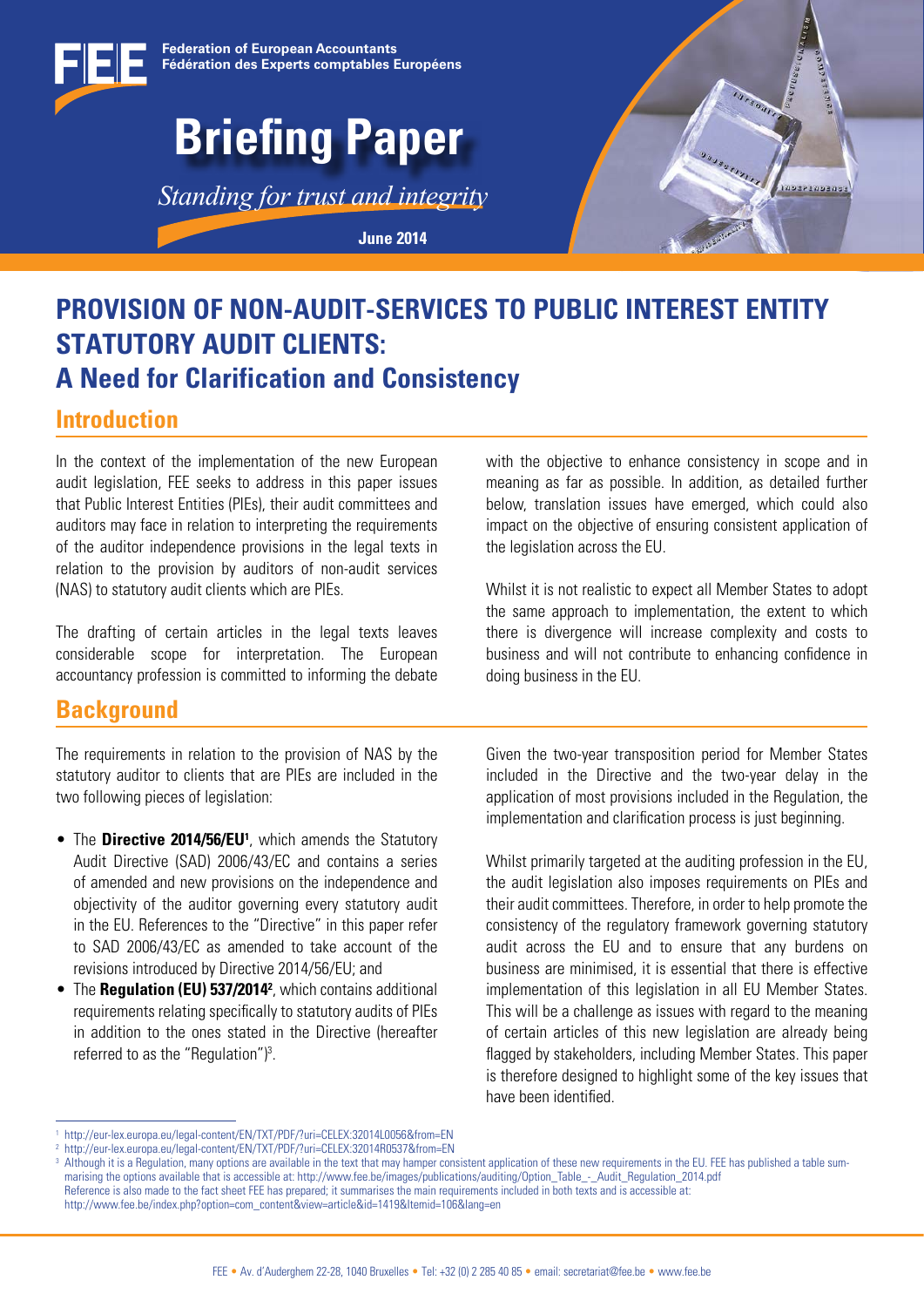**Federation of European Accountants**
**Fédération des Experts comptables Européens**

# Briefing Paper

*Standing for trust and integrity*

**June 2014**

# PROVISION OF NON-AUDIT-SERVICES TO PUBLIC INTEREST ENTITY STATUTORY AUDIT CLIENTS: A Need for Clarification and Consistency

## Introduction

In the context of the implementation of the new European audit legislation, FEE seeks to address in this paper issues that Public Interest Entities (PIEs), their audit committees and auditors may face in relation to interpreting the requirements of the auditor independence provisions in the legal texts in relation to the provision by auditors of non-audit services (NAS) to statutory audit clients which are PIEs.

The drafting of certain articles in the legal texts leaves considerable scope for interpretation. The European accountancy profession is committed to informing the debate with the objective to enhance consistency in scope and in meaning as far as possible. In addition, as detailed further below, translation issues have emerged, which could also impact on the objective of ensuring consistent application of the legislation across the EU.

Whilst it is not realistic to expect all Member States to adopt the same approach to implementation, the extent to which there is divergence will increase complexity and costs to business and will not contribute to enhancing confidence in doing business in the EU.

## Background

The requirements in relation to the provision of NAS by the statutory auditor to clients that are PIEs are included in the two following pieces of legislation:

- The **Directive 2014/56/EU**[1], which amends the Statutory Audit Directive (SAD) 2006/43/EC and contains a series of amended and new provisions on the independence and objectivity of the auditor governing every statutory audit in the EU. References to the "Directive" in this paper refer to SAD 2006/43/EC as amended to take account of the revisions introduced by Directive 2014/56/EU; and
- The **Regulation (EU) 537/2014**[2], which contains additional requirements relating specifically to statutory audits of PIEs in addition to the ones stated in the Directive (hereafter referred to as the "Regulation")[3].

Given the two-year transposition period for Member States included in the Directive and the two-year delay in the application of most provisions included in the Regulation, the implementation and clarification process is just beginning.

Whilst primarily targeted at the auditing profession in the EU, the audit legislation also imposes requirements on PIEs and their audit committees. Therefore, in order to help promote the consistency of the regulatory framework governing statutory audit across the EU and to ensure that any burdens on business are minimised, it is essential that there is effective implementation of this legislation in all EU Member States. This will be a challenge as issues with regard to the meaning of certain articles of this new legislation are already being flagged by stakeholders, including Member States. This paper is therefore designed to highlight some of the key issues that have been identified.

---

[1] http://eur-lex.europa.eu/legal-content/EN/TXT/PDF/?uri=CELEX:32014L0056&from=EN

[2] http://eur-lex.europa.eu/legal-content/EN/TXT/PDF/?uri=CELEX:32014R0537&from=EN

[3] Although it is a Regulation, many options are available in the text that may hamper consistent application of these new requirements in the EU. FEE has published a table summarising the options available that is accessible at: http://www.fee.be/images/publications/auditing/Option_Table_-_Audit_Regulation_2014.pdf
Reference is also made to the fact sheet FEE has prepared; it summarises the main requirements included in both texts and is accessible at: http://www.fee.be/index.php?option=com_content&view=article&id=1419&Itemid=106&lang=en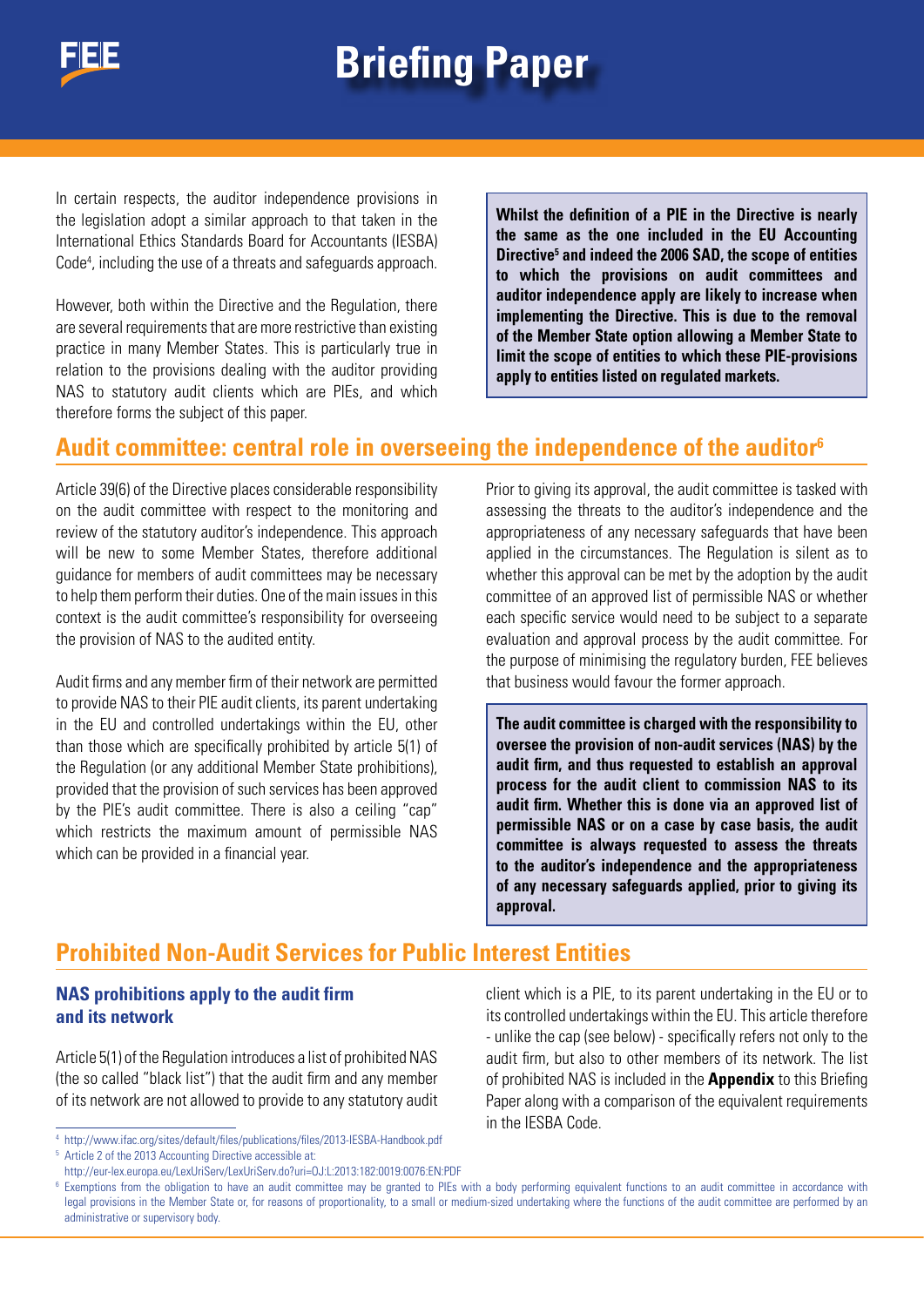In certain respects, the auditor independence provisions in the legislation adopt a similar approach to that taken in the International Ethics Standards Board for Accountants (IESBA) Code[4], including the use of a threats and safeguards approach.

However, both within the Directive and the Regulation, there are several requirements that are more restrictive than existing practice in many Member States. This is particularly true in relation to the provisions dealing with the auditor providing NAS to statutory audit clients which are PIEs, and which therefore forms the subject of this paper.

**Whilst the definition of a PIE in the Directive is nearly the same as the one included in the EU Accounting Directive[5] and indeed the 2006 SAD, the scope of entities to which the provisions on audit committees and auditor independence apply are likely to increase when implementing the Directive. This is due to the removal of the Member State option allowing a Member State to limit the scope of entities to which these PIE-provisions apply to entities listed on regulated markets.**

## Audit committee: central role in overseeing the independence of the auditor[6]

Article 39(6) of the Directive places considerable responsibility on the audit committee with respect to the monitoring and review of the statutory auditor's independence. This approach will be new to some Member States, therefore additional guidance for members of audit committees may be necessary to help them perform their duties. One of the main issues in this context is the audit committee's responsibility for overseeing the provision of NAS to the audited entity.

Audit firms and any member firm of their network are permitted to provide NAS to their PIE audit clients, its parent undertaking in the EU and controlled undertakings within the EU, other than those which are specifically prohibited by article 5(1) of the Regulation (or any additional Member State prohibitions), provided that the provision of such services has been approved by the PIE's audit committee. There is also a ceiling "cap" which restricts the maximum amount of permissible NAS which can be provided in a financial year.

Prior to giving its approval, the audit committee is tasked with assessing the threats to the auditor's independence and the appropriateness of any necessary safeguards that have been applied in the circumstances. The Regulation is silent as to whether this approval can be met by the adoption by the audit committee of an approved list of permissible NAS or whether each specific service would need to be subject to a separate evaluation and approval process by the audit committee. For the purpose of minimising the regulatory burden, FEE believes that business would favour the former approach.

**The audit committee is charged with the responsibility to oversee the provision of non-audit services (NAS) by the audit firm, and thus requested to establish an approval process for the audit client to commission NAS to its audit firm. Whether this is done via an approved list of permissible NAS or on a case by case basis, the audit committee is always requested to assess the threats to the auditor's independence and the appropriateness of any necessary safeguards applied, prior to giving its approval.**

## Prohibited Non-Audit Services for Public Interest Entities

### NAS prohibitions apply to the audit firm and its network

Article 5(1) of the Regulation introduces a list of prohibited NAS (the so called "black list") that the audit firm and any member of its network are not allowed to provide to any statutory audit client which is a PIE, to its parent undertaking in the EU or to its controlled undertakings within the EU. This article therefore - unlike the cap (see below) - specifically refers not only to the audit firm, but also to other members of its network. The list of prohibited NAS is included in the **Appendix** to this Briefing Paper along with a comparison of the equivalent requirements in the IESBA Code.

---

[4] http://www.ifac.org/sites/default/files/publications/files/2013-IESBA-Handbook.pdf

[5] Article 2 of the 2013 Accounting Directive accessible at: http://eur-lex.europa.eu/LexUriServ/LexUriServ.do?uri=OJ:L:2013:182:0019:0076:EN:PDF

[6] Exemptions from the obligation to have an audit committee may be granted to PIEs with a body performing equivalent functions to an audit committee in accordance with legal provisions in the Member State or, for reasons of proportionality, to a small or medium-sized undertaking where the functions of the audit committee are performed by an administrative or supervisory body.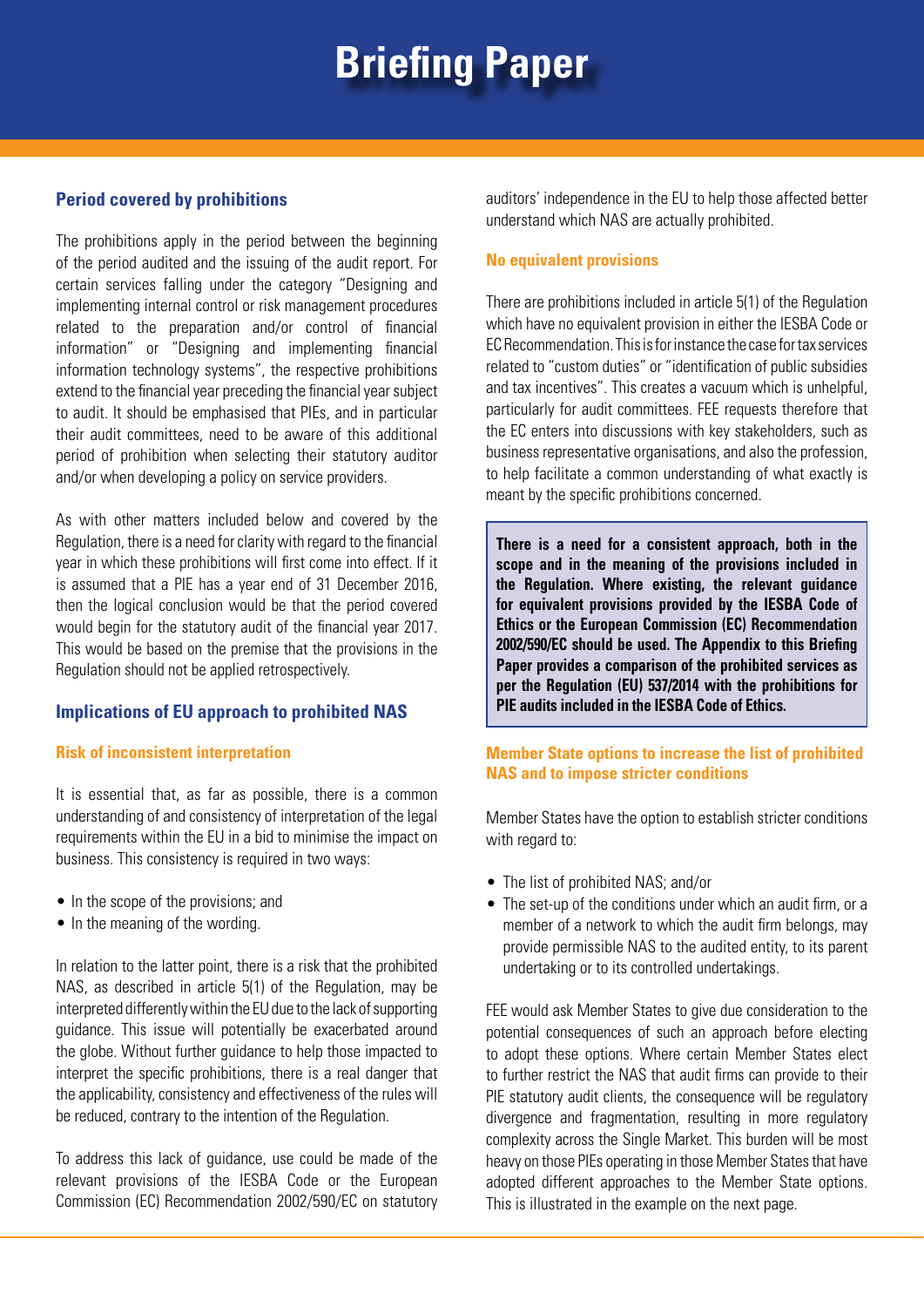## Period covered by prohibitions

The prohibitions apply in the period between the beginning of the period audited and the issuing of the audit report. For certain services falling under the category "Designing and implementing internal control or risk management procedures related to the preparation and/or control of financial information" or "Designing and implementing financial information technology systems", the respective prohibitions extend to the financial year preceding the financial year subject to audit. It should be emphasised that PIEs, and in particular their audit committees, need to be aware of this additional period of prohibition when selecting their statutory auditor and/or when developing a policy on service providers.

As with other matters included below and covered by the Regulation, there is a need for clarity with regard to the financial year in which these prohibitions will first come into effect. If it is assumed that a PIE has a year end of 31 December 2016, then the logical conclusion would be that the period covered would begin for the statutory audit of the financial year 2017. This would be based on the premise that the provisions in the Regulation should not be applied retrospectively.

## Implications of EU approach to prohibited NAS

### Risk of inconsistent interpretation

It is essential that, as far as possible, there is a common understanding of and consistency of interpretation of the legal requirements within the EU in a bid to minimise the impact on business. This consistency is required in two ways:

- In the scope of the provisions; and
- In the meaning of the wording.

In relation to the latter point, there is a risk that the prohibited NAS, as described in article 5(1) of the Regulation, may be interpreted differently within the EU due to the lack of supporting guidance. This issue will potentially be exacerbated around the globe. Without further guidance to help those impacted to interpret the specific prohibitions, there is a real danger that the applicability, consistency and effectiveness of the rules will be reduced, contrary to the intention of the Regulation.

To address this lack of guidance, use could be made of the relevant provisions of the IESBA Code or the European Commission (EC) Recommendation 2002/590/EC on statutory auditors' independence in the EU to help those affected better understand which NAS are actually prohibited.

### No equivalent provisions

There are prohibitions included in article 5(1) of the Regulation which have no equivalent provision in either the IESBA Code or EC Recommendation. This is for instance the case for tax services related to "custom duties" or "identification of public subsidies and tax incentives". This creates a vacuum which is unhelpful, particularly for audit committees. FEE requests therefore that the EC enters into discussions with key stakeholders, such as business representative organisations, and also the profession, to help facilitate a common understanding of what exactly is meant by the specific prohibitions concerned.

**There is a need for a consistent approach, both in the scope and in the meaning of the provisions included in the Regulation. Where existing, the relevant guidance for equivalent provisions provided by the IESBA Code of Ethics or the European Commission (EC) Recommendation 2002/590/EC should be used. The Appendix to this Briefing Paper provides a comparison of the prohibited services as per the Regulation (EU) 537/2014 with the prohibitions for PIE audits included in the IESBA Code of Ethics.**

### Member State options to increase the list of prohibited NAS and to impose stricter conditions

Member States have the option to establish stricter conditions with regard to:

- The list of prohibited NAS; and/or
- The set-up of the conditions under which an audit firm, or a member of a network to which the audit firm belongs, may provide permissible NAS to the audited entity, to its parent undertaking or to its controlled undertakings.

FEE would ask Member States to give due consideration to the potential consequences of such an approach before electing to adopt these options. Where certain Member States elect to further restrict the NAS that audit firms can provide to their PIE statutory audit clients, the consequence will be regulatory divergence and fragmentation, resulting in more regulatory complexity across the Single Market. This burden will be most heavy on those PIEs operating in those Member States that have adopted different approaches to the Member State options. This is illustrated in the example on the next page.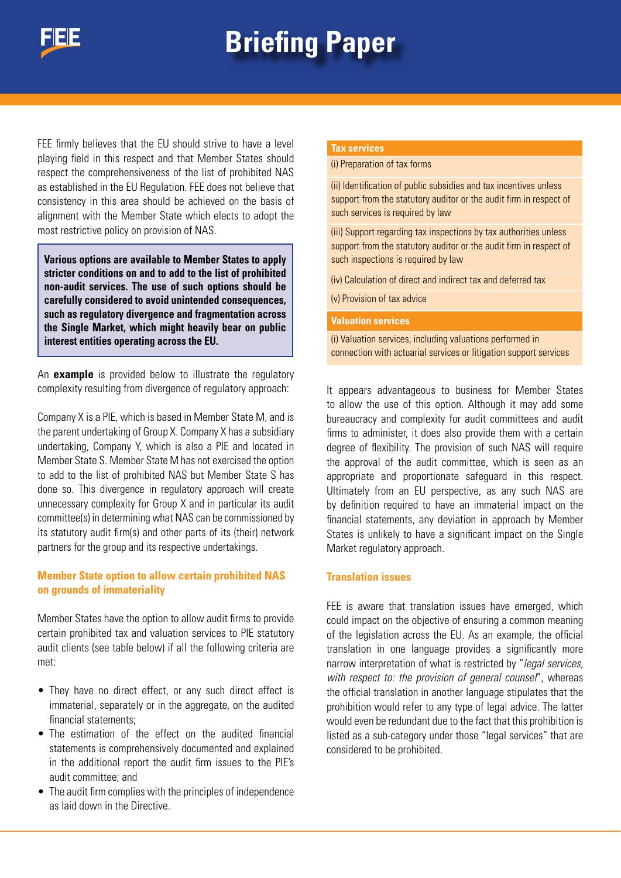FEE firmly believes that the EU should strive to have a level playing field in this respect and that Member States should respect the comprehensiveness of the list of prohibited NAS as established in the EU Regulation. FEE does not believe that consistency in this area should be achieved on the basis of alignment with the Member State which elects to adopt the most restrictive policy on provision of NAS.

**Various options are available to Member States to apply stricter conditions on and to add to the list of prohibited non-audit services. The use of such options should be carefully considered to avoid unintended consequences, such as regulatory divergence and fragmentation across the Single Market, which might heavily bear on public interest entities operating across the EU.**

An **example** is provided below to illustrate the regulatory complexity resulting from divergence of regulatory approach:

Company X is a PIE, which is based in Member State M, and is the parent undertaking of Group X. Company X has a subsidiary undertaking, Company Y, which is also a PIE and located in Member State S. Member State M has not exercised the option to add to the list of prohibited NAS but Member State S has done so. This divergence in regulatory approach will create unnecessary complexity for Group X and in particular its audit committee(s) in determining what NAS can be commissioned by its statutory audit firm(s) and other parts of its (their) network partners for the group and its respective undertakings.

### Member State option to allow certain prohibited NAS on grounds of immateriality

Member States have the option to allow audit firms to provide certain prohibited tax and valuation services to PIE statutory audit clients (see table below) if all the following criteria are met:

- They have no direct effect, or any such direct effect is immaterial, separately or in the aggregate, on the audited financial statements;
- The estimation of the effect on the audited financial statements is comprehensively documented and explained in the additional report the audit firm issues to the PIE's audit committee; and
- The audit firm complies with the principles of independence as laid down in the Directive.

| Tax services |
|---|
| (i) Preparation of tax forms |
| (ii) Identification of public subsidies and tax incentives unless support from the statutory auditor or the audit firm in respect of such services is required by law |
| (iii) Support regarding tax inspections by tax authorities unless support from the statutory auditor or the audit firm in respect of such inspections is required by law |
| (iv) Calculation of direct and indirect tax and deferred tax |
| (v) Provision of tax advice |
| **Valuation services** |
| (i) Valuation services, including valuations performed in connection with actuarial services or litigation support services |

It appears advantageous to business for Member States to allow the use of this option. Although it may add some bureaucracy and complexity for audit committees and audit firms to administer, it does also provide them with a certain degree of flexibility. The provision of such NAS will require the approval of the audit committee, which is seen as an appropriate and proportionate safeguard in this respect. Ultimately from an EU perspective, as any such NAS are by definition required to have an immaterial impact on the financial statements, any deviation in approach by Member States is unlikely to have a significant impact on the Single Market regulatory approach.

### Translation issues

FEE is aware that translation issues have emerged, which could impact on the objective of ensuring a common meaning of the legislation across the EU. As an example, the official translation in one language provides a significantly more narrow interpretation of what is restricted by "*legal services, with respect to: the provision of general counsel*", whereas the official translation in another language stipulates that the prohibition would refer to any type of legal advice. The latter would even be redundant due to the fact that this prohibition is listed as a sub-category under those "legal services" that are considered to be prohibited.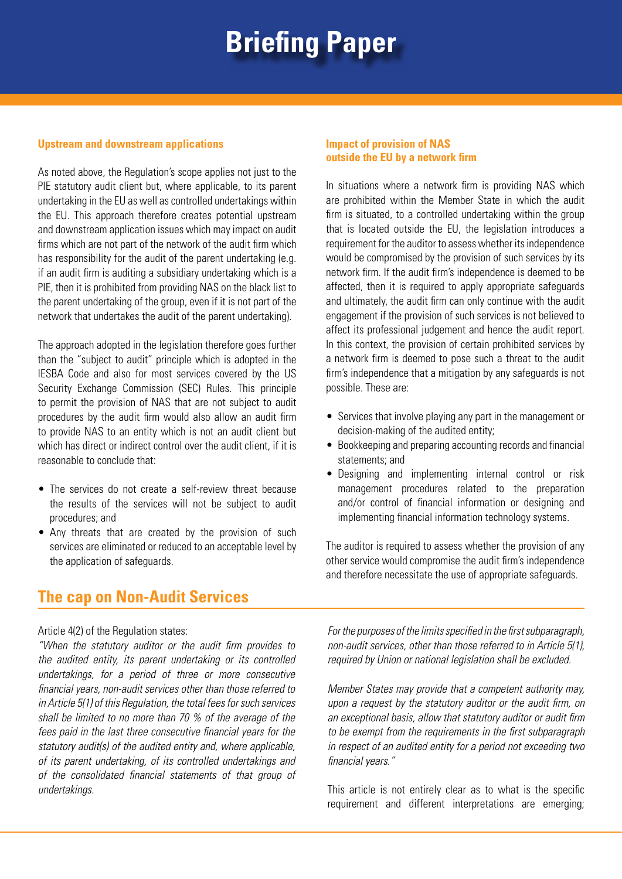### Upstream and downstream applications

As noted above, the Regulation's scope applies not just to the PIE statutory audit client but, where applicable, to its parent undertaking in the EU as well as controlled undertakings within the EU. This approach therefore creates potential upstream and downstream application issues which may impact on audit firms which are not part of the network of the audit firm which has responsibility for the audit of the parent undertaking (e.g. if an audit firm is auditing a subsidiary undertaking which is a PIE, then it is prohibited from providing NAS on the black list to the parent undertaking of the group, even if it is not part of the network that undertakes the audit of the parent undertaking).

The approach adopted in the legislation therefore goes further than the "subject to audit" principle which is adopted in the IESBA Code and also for most services covered by the US Security Exchange Commission (SEC) Rules. This principle to permit the provision of NAS that are not subject to audit procedures by the audit firm would also allow an audit firm to provide NAS to an entity which is not an audit client but which has direct or indirect control over the audit client, if it is reasonable to conclude that:

- The services do not create a self-review threat because the results of the services will not be subject to audit procedures; and
- Any threats that are created by the provision of such services are eliminated or reduced to an acceptable level by the application of safeguards.

### Impact of provision of NAS outside the EU by a network firm

In situations where a network firm is providing NAS which are prohibited within the Member State in which the audit firm is situated, to a controlled undertaking within the group that is located outside the EU, the legislation introduces a requirement for the auditor to assess whether its independence would be compromised by the provision of such services by its network firm. If the audit firm's independence is deemed to be affected, then it is required to apply appropriate safeguards and ultimately, the audit firm can only continue with the audit engagement if the provision of such services is not believed to affect its professional judgement and hence the audit report. In this context, the provision of certain prohibited services by a network firm is deemed to pose such a threat to the audit firm's independence that a mitigation by any safeguards is not possible. These are:

- Services that involve playing any part in the management or decision-making of the audited entity;
- Bookkeeping and preparing accounting records and financial statements; and
- Designing and implementing internal control or risk management procedures related to the preparation and/or control of financial information or designing and implementing financial information technology systems.

The auditor is required to assess whether the provision of any other service would compromise the audit firm's independence and therefore necessitate the use of appropriate safeguards.

## The cap on Non-Audit Services

Article 4(2) of the Regulation states:

*"When the statutory auditor or the audit firm provides to the audited entity, its parent undertaking or its controlled undertakings, for a period of three or more consecutive financial years, non-audit services other than those referred to in Article 5(1) of this Regulation, the total fees for such services shall be limited to no more than 70 % of the average of the fees paid in the last three consecutive financial years for the statutory audit(s) of the audited entity and, where applicable, of its parent undertaking, of its controlled undertakings and of the consolidated financial statements of that group of undertakings.*

*For the purposes of the limits specified in the first subparagraph, non-audit services, other than those referred to in Article 5(1), required by Union or national legislation shall be excluded.*

*Member States may provide that a competent authority may, upon a request by the statutory auditor or the audit firm, on an exceptional basis, allow that statutory auditor or audit firm to be exempt from the requirements in the first subparagraph in respect of an audited entity for a period not exceeding two financial years."*

This article is not entirely clear as to what is the specific requirement and different interpretations are emerging;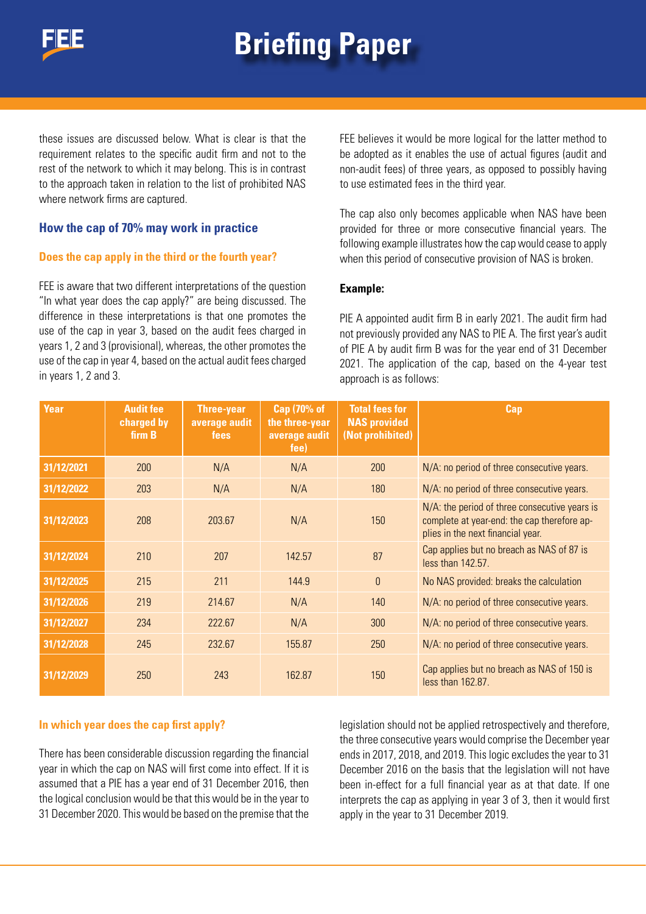these issues are discussed below. What is clear is that the requirement relates to the specific audit firm and not to the rest of the network to which it may belong. This is in contrast to the approach taken in relation to the list of prohibited NAS where network firms are captured.

## How the cap of 70% may work in practice

### Does the cap apply in the third or the fourth year?

FEE is aware that two different interpretations of the question "In what year does the cap apply?" are being discussed. The difference in these interpretations is that one promotes the use of the cap in year 3, based on the audit fees charged in years 1, 2 and 3 (provisional), whereas, the other promotes the use of the cap in year 4, based on the actual audit fees charged in years 1, 2 and 3.

FEE believes it would be more logical for the latter method to be adopted as it enables the use of actual figures (audit and non-audit fees) of three years, as opposed to possibly having to use estimated fees in the third year.

The cap also only becomes applicable when NAS have been provided for three or more consecutive financial years. The following example illustrates how the cap would cease to apply when this period of consecutive provision of NAS is broken.

**Example:**

PIE A appointed audit firm B in early 2021. The audit firm had not previously provided any NAS to PIE A. The first year's audit of PIE A by audit firm B was for the year end of 31 December 2021. The application of the cap, based on the 4-year test approach is as follows:

| Year | Audit fee charged by firm B | Three-year average audit fees | Cap (70% of the three-year average audit fee) | Total fees for NAS provided (Not prohibited) | Cap |
|---|---|---|---|---|---|
| 31/12/2021 | 200 | N/A | N/A | 200 | N/A: no period of three consecutive years. |
| 31/12/2022 | 203 | N/A | N/A | 180 | N/A: no period of three consecutive years. |
| 31/12/2023 | 208 | 203.67 | N/A | 150 | N/A: the period of three consecutive years is complete at year-end: the cap therefore applies in the next financial year. |
| 31/12/2024 | 210 | 207 | 142.57 | 87 | Cap applies but no breach as NAS of 87 is less than 142.57. |
| 31/12/2025 | 215 | 211 | 144.9 | 0 | No NAS provided: breaks the calculation |
| 31/12/2026 | 219 | 214.67 | N/A | 140 | N/A: no period of three consecutive years. |
| 31/12/2027 | 234 | 222.67 | N/A | 300 | N/A: no period of three consecutive years. |
| 31/12/2028 | 245 | 232.67 | 155.87 | 250 | N/A: no period of three consecutive years. |
| 31/12/2029 | 250 | 243 | 162.87 | 150 | Cap applies but no breach as NAS of 150 is less than 162.87. |

### In which year does the cap first apply?

There has been considerable discussion regarding the financial year in which the cap on NAS will first come into effect. If it is assumed that a PIE has a year end of 31 December 2016, then the logical conclusion would be that this would be in the year to 31 December 2020. This would be based on the premise that the legislation should not be applied retrospectively and therefore, the three consecutive years would comprise the December year ends in 2017, 2018, and 2019. This logic excludes the year to 31 December 2016 on the basis that the legislation will not have been in-effect for a full financial year as at that date. If one interprets the cap as applying in year 3 of 3, then it would first apply in the year to 31 December 2019.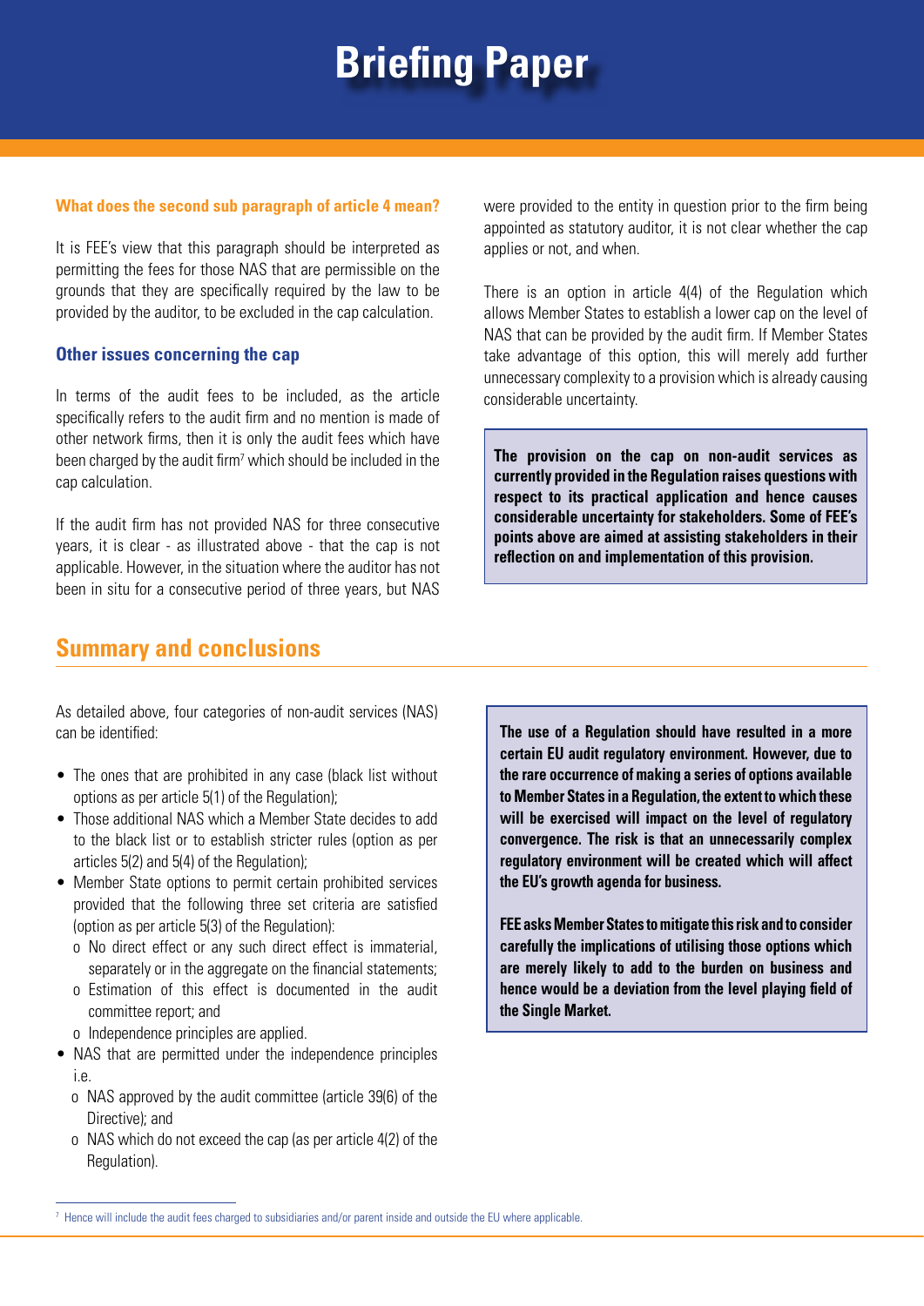#### What does the second sub paragraph of article 4 mean?

It is FEE's view that this paragraph should be interpreted as permitting the fees for those NAS that are permissible on the grounds that they are specifically required by the law to be provided by the auditor, to be excluded in the cap calculation.

### Other issues concerning the cap

In terms of the audit fees to be included, as the article specifically refers to the audit firm and no mention is made of other network firms, then it is only the audit fees which have been charged by the audit firm[7] which should be included in the cap calculation.

If the audit firm has not provided NAS for three consecutive years, it is clear - as illustrated above - that the cap is not applicable. However, in the situation where the auditor has not been in situ for a consecutive period of three years, but NAS were provided to the entity in question prior to the firm being appointed as statutory auditor, it is not clear whether the cap applies or not, and when.

There is an option in article 4(4) of the Regulation which allows Member States to establish a lower cap on the level of NAS that can be provided by the audit firm. If Member States take advantage of this option, this will merely add further unnecessary complexity to a provision which is already causing considerable uncertainty.

**The provision on the cap on non-audit services as currently provided in the Regulation raises questions with respect to its practical application and hence causes considerable uncertainty for stakeholders. Some of FEE's points above are aimed at assisting stakeholders in their reflection on and implementation of this provision.**

## Summary and conclusions

As detailed above, four categories of non-audit services (NAS) can be identified:

- The ones that are prohibited in any case (black list without options as per article 5(1) of the Regulation);
- Those additional NAS which a Member State decides to add to the black list or to establish stricter rules (option as per articles 5(2) and 5(4) of the Regulation);
- Member State options to permit certain prohibited services provided that the following three set criteria are satisfied (option as per article 5(3) of the Regulation):
  - o No direct effect or any such direct effect is immaterial, separately or in the aggregate on the financial statements;
  - o Estimation of this effect is documented in the audit committee report; and
  - o Independence principles are applied.
- NAS that are permitted under the independence principles i.e.
  - o NAS approved by the audit committee (article 39(6) of the Directive); and
  - o NAS which do not exceed the cap (as per article 4(2) of the Regulation).

**The use of a Regulation should have resulted in a more certain EU audit regulatory environment. However, due to the rare occurrence of making a series of options available to Member States in a Regulation, the extent to which these will be exercised will impact on the level of regulatory convergence. The risk is that an unnecessarily complex regulatory environment will be created which will affect the EU's growth agenda for business.**

**FEE asks Member States to mitigate this risk and to consider carefully the implications of utilising those options which are merely likely to add to the burden on business and hence would be a deviation from the level playing field of the Single Market.**

[7] Hence will include the audit fees charged to subsidiaries and/or parent inside and outside the EU where applicable.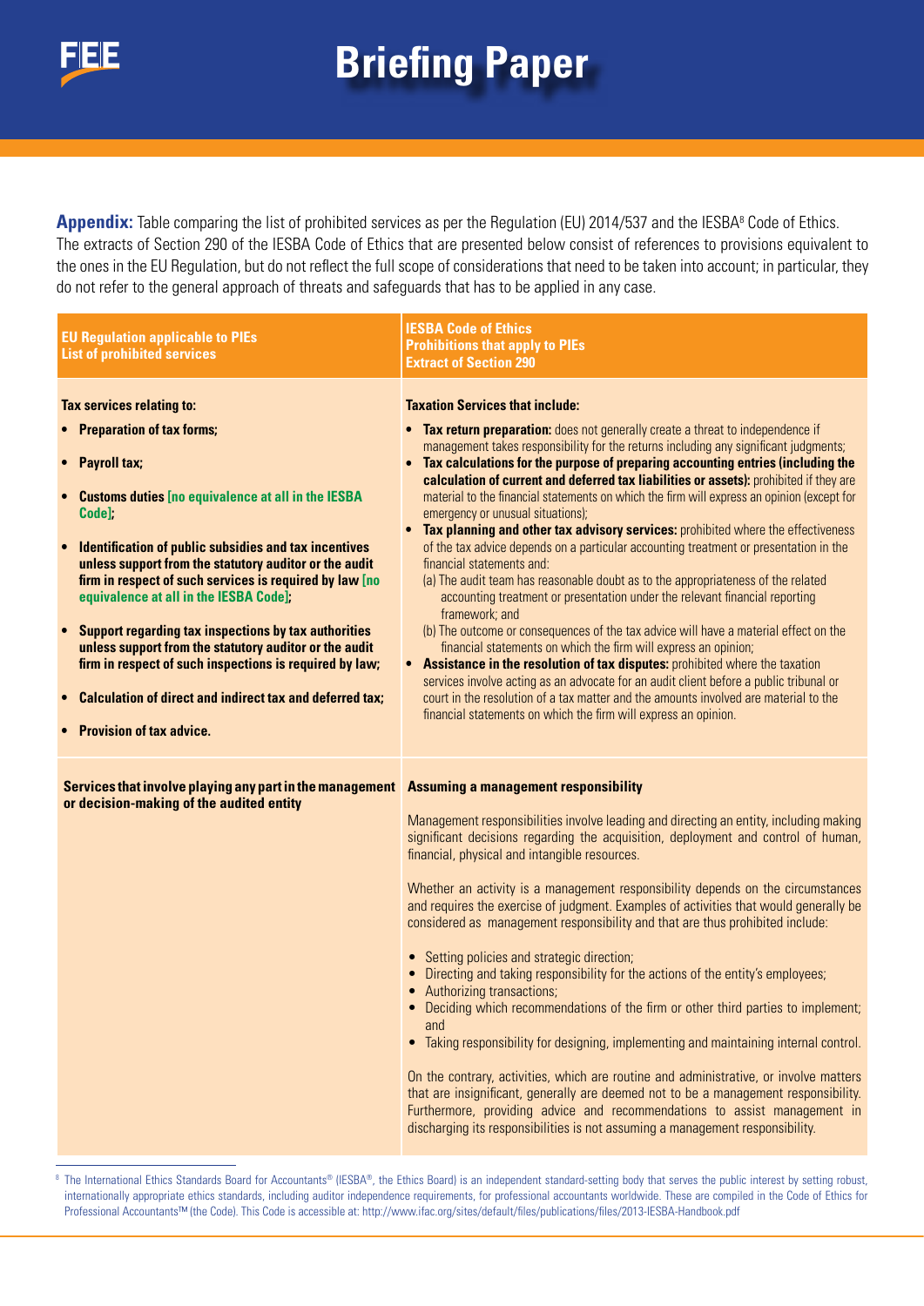**Appendix:** Table comparing the list of prohibited services as per the Regulation (EU) 2014/537 and the IESBA[8] Code of Ethics. The extracts of Section 290 of the IESBA Code of Ethics that are presented below consist of references to provisions equivalent to the ones in the EU Regulation, but do not reflect the full scope of considerations that need to be taken into account; in particular, they do not refer to the general approach of threats and safeguards that has to be applied in any case.

| EU Regulation applicable to PIEs<br>List of prohibited services | IESBA Code of Ethics<br>Prohibitions that apply to PIEs<br>Extract of Section 290 |
|---|---|
| **Tax services relating to:**<br>• **Preparation of tax forms;**<br>• **Payroll tax;**<br>• **Customs duties [no equivalence at all in the IESBA Code];**<br>• **Identification of public subsidies and tax incentives unless support from the statutory auditor or the audit firm in respect of such services is required by law [no equivalence at all in the IESBA Code];**<br>• **Support regarding tax inspections by tax authorities unless support from the statutory auditor or the audit firm in respect of such inspections is required by law;**<br>• **Calculation of direct and indirect tax and deferred tax;**<br>• **Provision of tax advice.** | **Taxation Services that include:**<br>• **Tax return preparation:** does not generally create a threat to independence if management takes responsibility for the returns including any significant judgments;<br>• **Tax calculations for the purpose of preparing accounting entries (including the calculation of current and deferred tax liabilities or assets):** prohibited if they are material to the financial statements on which the firm will express an opinion (except for emergency or unusual situations);<br>• **Tax planning and other tax advisory services:** prohibited where the effectiveness of the tax advice depends on a particular accounting treatment or presentation in the financial statements and:<br>(a) The audit team has reasonable doubt as to the appropriateness of the related accounting treatment or presentation under the relevant financial reporting framework; and<br>(b) The outcome or consequences of the tax advice will have a material effect on the financial statements on which the firm will express an opinion;<br>• **Assistance in the resolution of tax disputes:** prohibited where the taxation services involve acting as an advocate for an audit client before a public tribunal or court in the resolution of a tax matter and the amounts involved are material to the financial statements on which the firm will express an opinion. |
| **Services that involve playing any part in the management or decision-making of the audited entity** | **Assuming a management responsibility**<br><br>Management responsibilities involve leading and directing an entity, including making significant decisions regarding the acquisition, deployment and control of human, financial, physical and intangible resources.<br><br>Whether an activity is a management responsibility depends on the circumstances and requires the exercise of judgment. Examples of activities that would generally be considered as management responsibility and that are thus prohibited include:<br><br>• Setting policies and strategic direction;<br>• Directing and taking responsibility for the actions of the entity's employees;<br>• Authorizing transactions;<br>• Deciding which recommendations of the firm or other third parties to implement; and<br>• Taking responsibility for designing, implementing and maintaining internal control.<br><br>On the contrary, activities, which are routine and administrative, or involve matters that are insignificant, generally are deemed not to be a management responsibility. Furthermore, providing advice and recommendations to assist management in discharging its responsibilities is not assuming a management responsibility. |

[8] The International Ethics Standards Board for Accountants® (IESBA®, the Ethics Board) is an independent standard-setting body that serves the public interest by setting robust, internationally appropriate ethics standards, including auditor independence requirements, for professional accountants worldwide. These are compiled in the Code of Ethics for Professional Accountants™ (the Code). This Code is accessible at: http://www.ifac.org/sites/default/files/publications/files/2013-IESBA-Handbook.pdf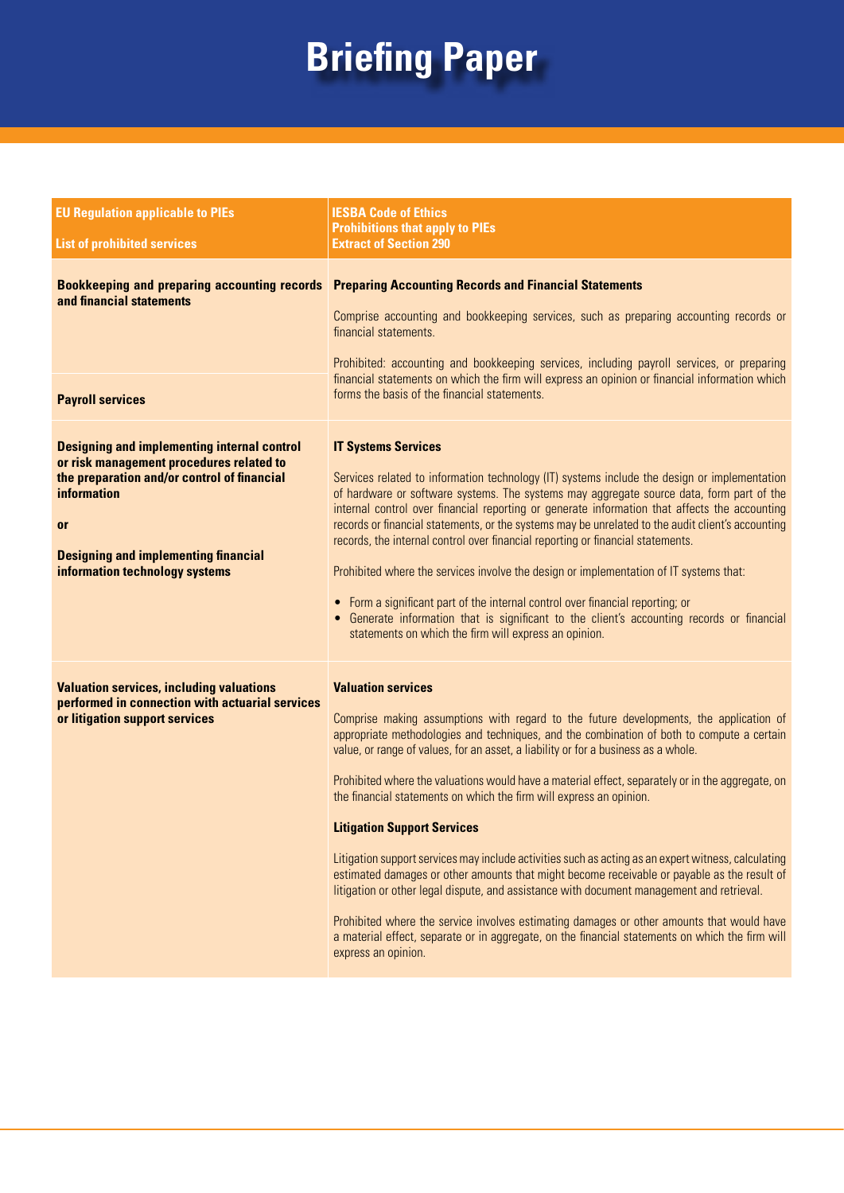# Briefing Paper

| EU Regulation applicable to PIEs<br><br>List of prohibited services | IESBA Code of Ethics<br>Prohibitions that apply to PIEs<br>Extract of Section 290 |
|---|---|
| **Bookkeeping and preparing accounting records and financial statements**<br><br>**Payroll services** | **Preparing Accounting Records and Financial Statements**<br><br>Comprise accounting and bookkeeping services, such as preparing accounting records or financial statements.<br><br>Prohibited: accounting and bookkeeping services, including payroll services, or preparing financial statements on which the firm will express an opinion or financial information which forms the basis of the financial statements. |
| **Designing and implementing internal control or risk management procedures related to the preparation and/or control of financial information**<br><br>**or**<br><br>**Designing and implementing financial information technology systems** | **IT Systems Services**<br><br>Services related to information technology (IT) systems include the design or implementation of hardware or software systems. The systems may aggregate source data, form part of the internal control over financial reporting or generate information that affects the accounting records or financial statements, or the systems may be unrelated to the audit client's accounting records, the internal control over financial reporting or financial statements.<br><br>Prohibited where the services involve the design or implementation of IT systems that:<br><br>• Form a significant part of the internal control over financial reporting; or<br>• Generate information that is significant to the client's accounting records or financial statements on which the firm will express an opinion. |
| **Valuation services, including valuations performed in connection with actuarial services or litigation support services** | **Valuation services**<br><br>Comprise making assumptions with regard to the future developments, the application of appropriate methodologies and techniques, and the combination of both to compute a certain value, or range of values, for an asset, a liability or for a business as a whole.<br><br>Prohibited where the valuations would have a material effect, separately or in the aggregate, on the financial statements on which the firm will express an opinion.<br><br>**Litigation Support Services**<br><br>Litigation support services may include activities such as acting as an expert witness, calculating estimated damages or other amounts that might become receivable or payable as the result of litigation or other legal dispute, and assistance with document management and retrieval.<br><br>Prohibited where the service involves estimating damages or other amounts that would have a material effect, separate or in aggregate, on the financial statements on which the firm will express an opinion. |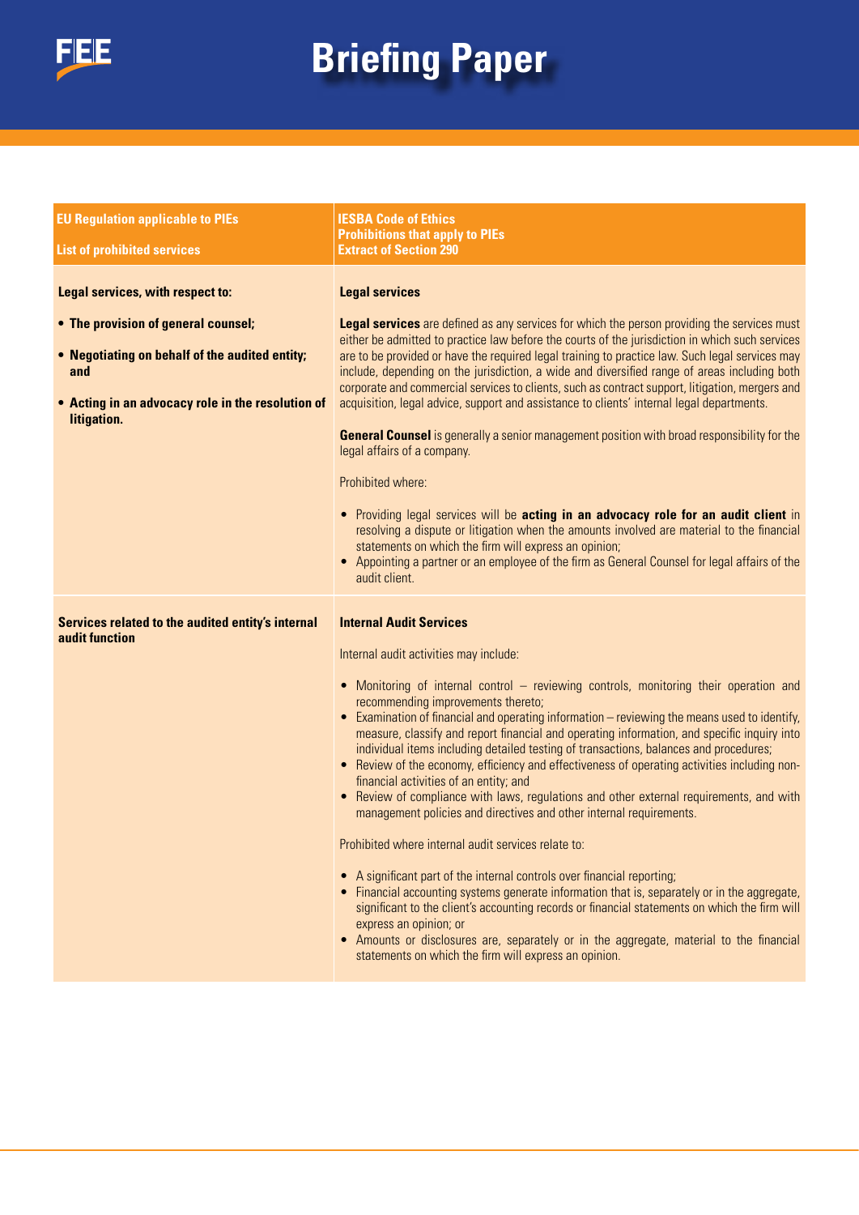# Briefing Paper

| EU Regulation applicable to PIEs<br><br>List of prohibited services | IESBA Code of Ethics<br>Prohibitions that apply to PIEs<br>Extract of Section 290 |
|---|---|
| **Legal services, with respect to:**<br><br>• **The provision of general counsel;**<br><br>• **Negotiating on behalf of the audited entity; and**<br><br>• **Acting in an advocacy role in the resolution of litigation.** | **Legal services**<br><br>**Legal services** are defined as any services for which the person providing the services must either be admitted to practice law before the courts of the jurisdiction in which such services are to be provided or have the required legal training to practice law. Such legal services may include, depending on the jurisdiction, a wide and diversified range of areas including both corporate and commercial services to clients, such as contract support, litigation, mergers and acquisition, legal advice, support and assistance to clients' internal legal departments.<br><br>**General Counsel** is generally a senior management position with broad responsibility for the legal affairs of a company.<br><br>Prohibited where:<br><br>• Providing legal services will be **acting in an advocacy role for an audit client** in resolving a dispute or litigation when the amounts involved are material to the financial statements on which the firm will express an opinion;<br>• Appointing a partner or an employee of the firm as General Counsel for legal affairs of the audit client. |
| **Services related to the audited entity's internal audit function** | **Internal Audit Services**<br><br>Internal audit activities may include:<br><br>• Monitoring of internal control – reviewing controls, monitoring their operation and recommending improvements thereto;<br>• Examination of financial and operating information – reviewing the means used to identify, measure, classify and report financial and operating information, and specific inquiry into individual items including detailed testing of transactions, balances and procedures;<br>• Review of the economy, efficiency and effectiveness of operating activities including non-financial activities of an entity; and<br>• Review of compliance with laws, regulations and other external requirements, and with management policies and directives and other internal requirements.<br><br>Prohibited where internal audit services relate to:<br><br>• A significant part of the internal controls over financial reporting;<br>• Financial accounting systems generate information that is, separately or in the aggregate, significant to the client's accounting records or financial statements on which the firm will express an opinion; or<br>• Amounts or disclosures are, separately or in the aggregate, material to the financial statements on which the firm will express an opinion. |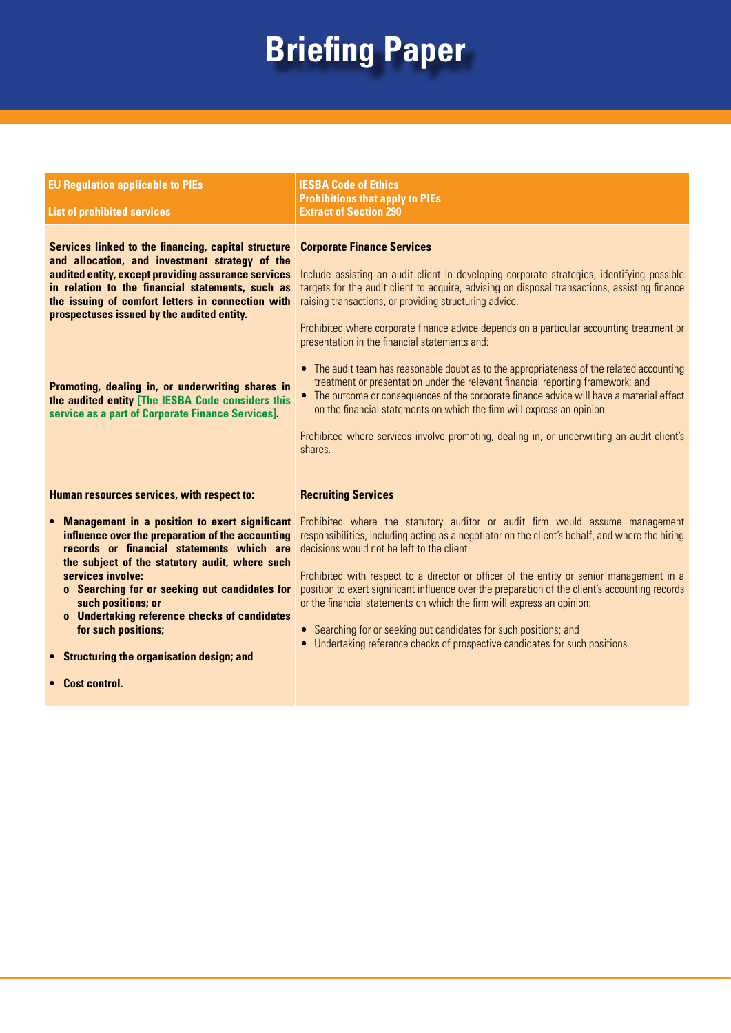# Briefing Paper

| EU Regulation applicable to PIEs<br><br>List of prohibited services | IESBA Code of Ethics<br>Prohibitions that apply to PIEs<br>Extract of Section 290 |
|---|---|
| **Services linked to the financing, capital structure and allocation, and investment strategy of the audited entity, except providing assurance services in relation to the financial statements, such as the issuing of comfort letters in connection with prospectuses issued by the audited entity.**<br><br>**Promoting, dealing in, or underwriting shares in the audited entity [The IESBA Code considers this service as a part of Corporate Finance Services].** | **Corporate Finance Services**<br><br>Include assisting an audit client in developing corporate strategies, identifying possible targets for the audit client to acquire, advising on disposal transactions, assisting finance raising transactions, or providing structuring advice.<br><br>Prohibited where corporate finance advice depends on a particular accounting treatment or presentation in the financial statements and:<br><br>• The audit team has reasonable doubt as to the appropriateness of the related accounting treatment or presentation under the relevant financial reporting framework; and<br>• The outcome or consequences of the corporate finance advice will have a material effect on the financial statements on which the firm will express an opinion.<br><br>Prohibited where services involve promoting, dealing in, or underwriting an audit client's shares. |
| **Human resources services, with respect to:**<br><br>• **Management in a position to exert significant influence over the preparation of the accounting records or financial statements which are the subject of the statutory audit, where such services involve:**<br>o **Searching for or seeking out candidates for such positions; or**<br>o **Undertaking reference checks of candidates for such positions;**<br><br>• **Structuring the organisation design; and**<br><br>• **Cost control.** | **Recruiting Services**<br><br>Prohibited where the statutory auditor or audit firm would assume management responsibilities, including acting as a negotiator on the client's behalf, and where the hiring decisions would not be left to the client.<br><br>Prohibited with respect to a director or officer of the entity or senior management in a position to exert significant influence over the preparation of the client's accounting records or the financial statements on which the firm will express an opinion:<br><br>• Searching for or seeking out candidates for such positions; and<br>• Undertaking reference checks of prospective candidates for such positions. |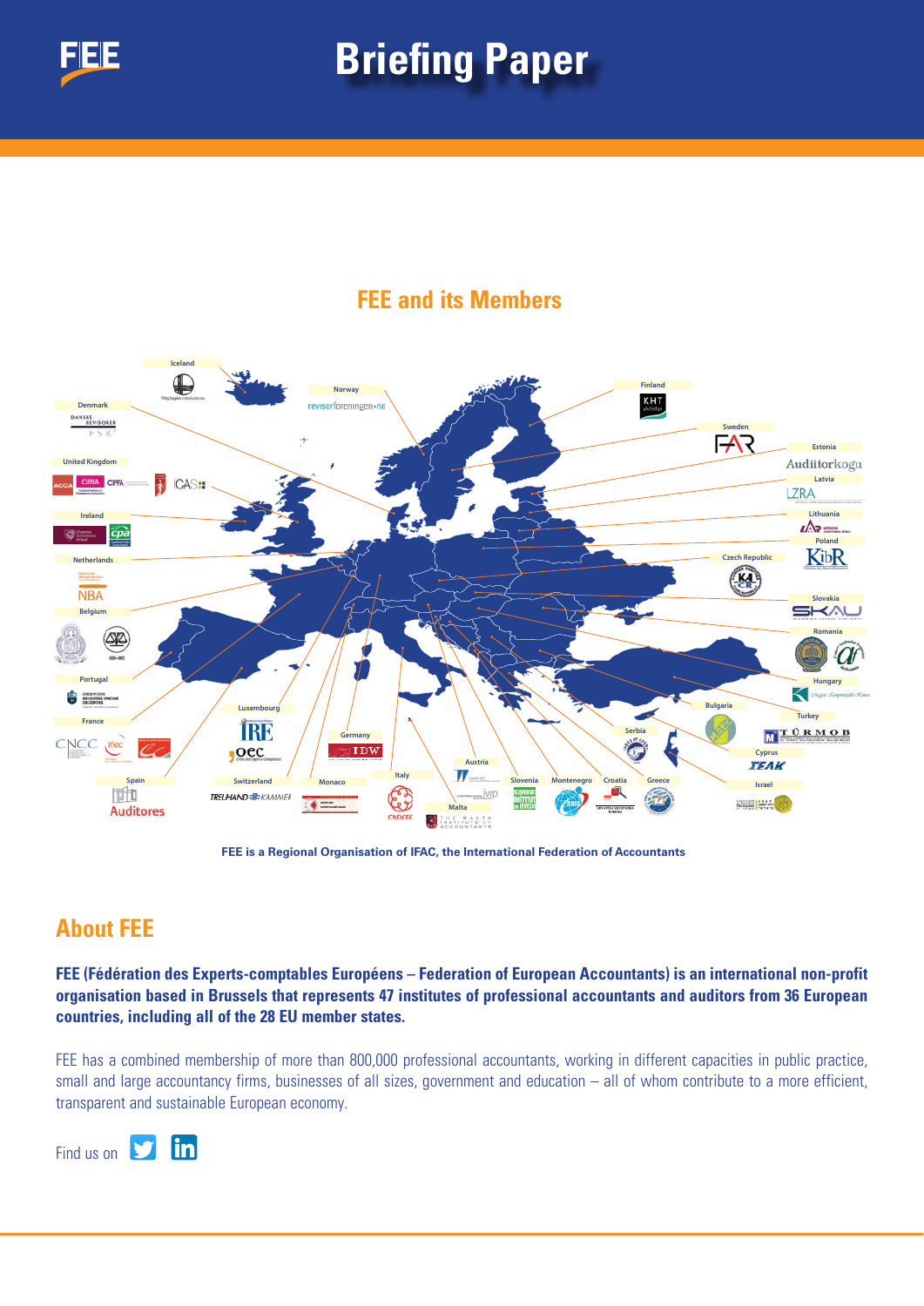# Briefing Paper

## FEE and its Members

Iceland

Norway

Finland

Denmark

Sweden

Estonia

Latvia

United Kingdom

Lithuania

Ireland

Poland

Netherlands

Czech Republic

Belgium

Slovakia

Romania

Portugal

Hungary

France

Luxembourg

Bulgaria

Turkey

Germany

Serbia

Cyprus

Spain

Switzerland

Monaco

Italy

Austria

Slovenia

Montenegro

Croatia

Greece

Israel

Malta

FEE is a Regional Organisation of IFAC, the International Federation of Accountants

## About FEE

**FEE (Fédération des Experts-comptables Européens – Federation of European Accountants) is an international non-profit organisation based in Brussels that represents 47 institutes of professional accountants and auditors from 36 European countries, including all of the 28 EU member states.**

FEE has a combined membership of more than 800,000 professional accountants, working in different capacities in public practice, small and large accountancy firms, businesses of all sizes, government and education – all of whom contribute to a more efficient, transparent and sustainable European economy.

Find us on